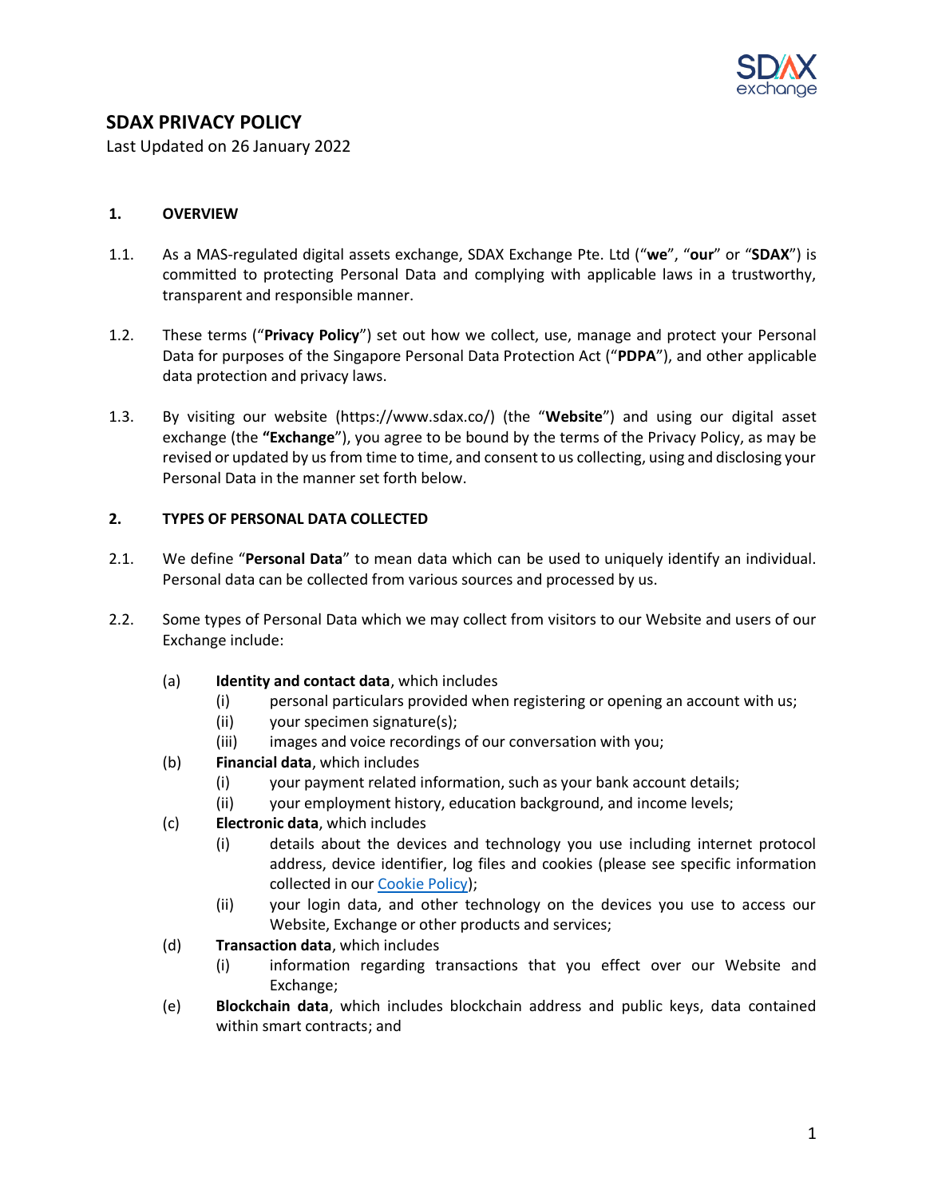# SDAX PRIVACY POLICY

Last Updated on 26 January 2022

## 1. OVERVIEW

1.1. As a MAS-regulated digital assets exchange, SDAX Exchange Pte. Ltd ("**we**", "**our**" or "**SDAX**") is committed to protecting Personal Data and complying with applicable laws in a trustworthy, transparent and responsible manner.

1.2. These terms ("**Privacy Policy**") set out how we collect, use, manage and protect your Personal Data for purposes of the Singapore Personal Data Protection Act ("**PDPA**"), and other applicable data protection and privacy laws.

1.3. By visiting our website (https://www.sdax.co/) (the "**Website**") and using our digital asset exchange (the **"Exchange**"), you agree to be bound by the terms of the Privacy Policy, as may be revised or updated by us from time to time, and consent to us collecting, using and disclosing your Personal Data in the manner set forth below.

## 2. TYPES OF PERSONAL DATA COLLECTED

2.1. We define "**Personal Data**" to mean data which can be used to uniquely identify an individual. Personal data can be collected from various sources and processed by us.

2.2. Some types of Personal Data which we may collect from visitors to our Website and users of our Exchange include:

(a) **Identity and contact data**, which includes
  - (i) personal particulars provided when registering or opening an account with us;
  - (ii) your specimen signature(s);
  - (iii) images and voice recordings of our conversation with you;

(b) **Financial data**, which includes
  - (i) your payment related information, such as your bank account details;
  - (ii) your employment history, education background, and income levels;

(c) **Electronic data**, which includes
  - (i) details about the devices and technology you use including internet protocol address, device identifier, log files and cookies (please see specific information collected in our Cookie Policy);
  - (ii) your login data, and other technology on the devices you use to access our Website, Exchange or other products and services;

(d) **Transaction data**, which includes
  - (i) information regarding transactions that you effect over our Website and Exchange;

(e) **Blockchain data**, which includes blockchain address and public keys, data contained within smart contracts; and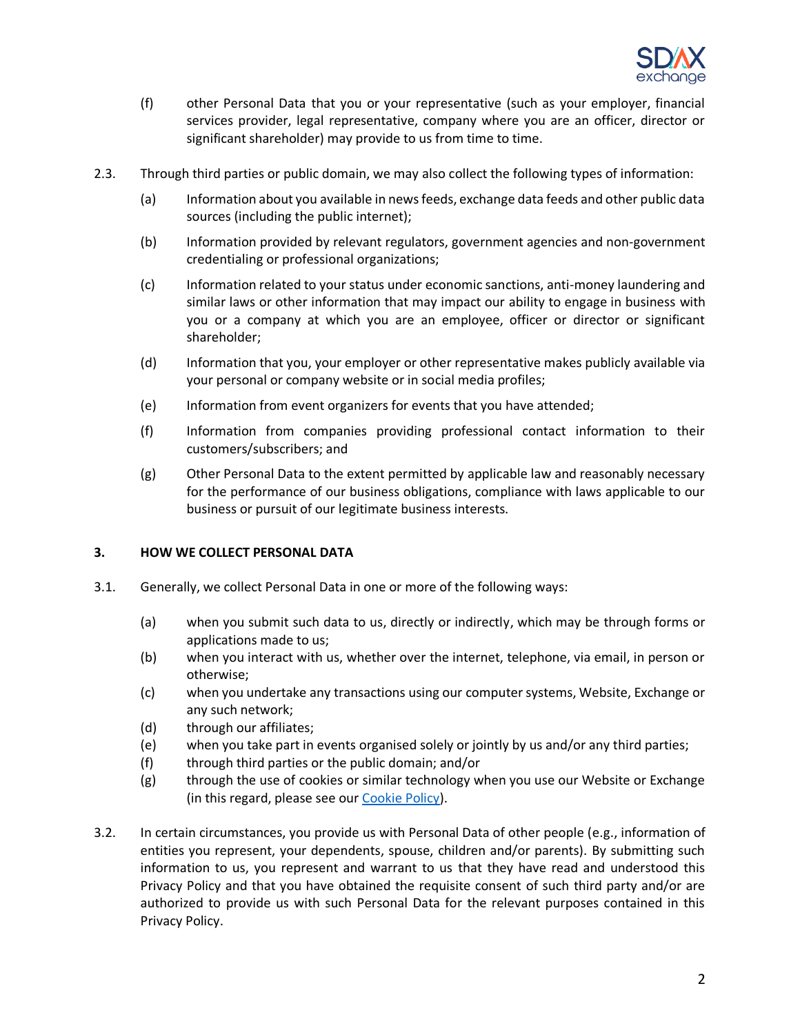(f) other Personal Data that you or your representative (such as your employer, financial services provider, legal representative, company where you are an officer, director or significant shareholder) may provide to us from time to time.

2.3. Through third parties or public domain, we may also collect the following types of information:

(a) Information about you available in news feeds, exchange data feeds and other public data sources (including the public internet);

(b) Information provided by relevant regulators, government agencies and non-government credentialing or professional organizations;

(c) Information related to your status under economic sanctions, anti-money laundering and similar laws or other information that may impact our ability to engage in business with you or a company at which you are an employee, officer or director or significant shareholder;

(d) Information that you, your employer or other representative makes publicly available via your personal or company website or in social media profiles;

(e) Information from event organizers for events that you have attended;

(f) Information from companies providing professional contact information to their customers/subscribers; and

(g) Other Personal Data to the extent permitted by applicable law and reasonably necessary for the performance of our business obligations, compliance with laws applicable to our business or pursuit of our legitimate business interests.

## 3. HOW WE COLLECT PERSONAL DATA

3.1. Generally, we collect Personal Data in one or more of the following ways:

(a) when you submit such data to us, directly or indirectly, which may be through forms or applications made to us;
(b) when you interact with us, whether over the internet, telephone, via email, in person or otherwise;
(c) when you undertake any transactions using our computer systems, Website, Exchange or any such network;
(d) through our affiliates;
(e) when you take part in events organised solely or jointly by us and/or any third parties;
(f) through third parties or the public domain; and/or
(g) through the use of cookies or similar technology when you use our Website or Exchange (in this regard, please see our Cookie Policy).

3.2. In certain circumstances, you provide us with Personal Data of other people (e.g., information of entities you represent, your dependents, spouse, children and/or parents). By submitting such information to us, you represent and warrant to us that they have read and understood this Privacy Policy and that you have obtained the requisite consent of such third party and/or are authorized to provide us with such Personal Data for the relevant purposes contained in this Privacy Policy.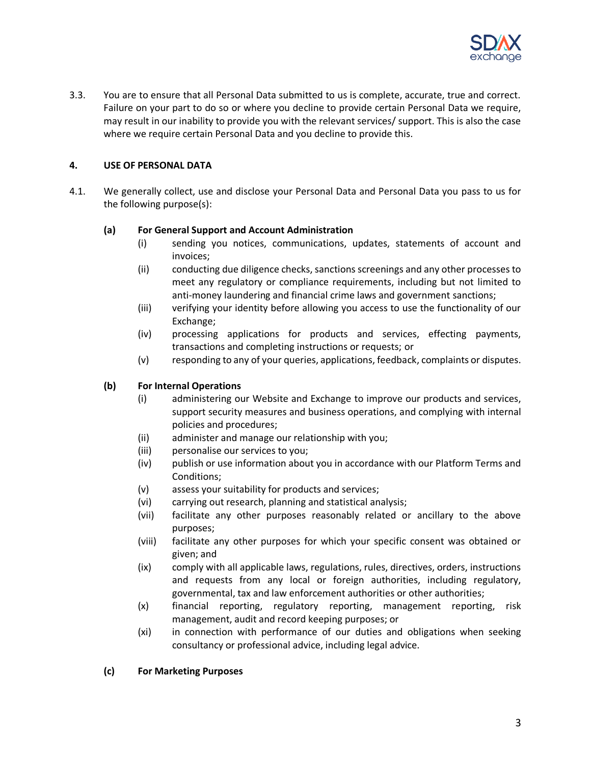3.3. You are to ensure that all Personal Data submitted to us is complete, accurate, true and correct. Failure on your part to do so or where you decline to provide certain Personal Data we require, may result in our inability to provide you with the relevant services/ support. This is also the case where we require certain Personal Data and you decline to provide this.

## 4. USE OF PERSONAL DATA

4.1. We generally collect, use and disclose your Personal Data and Personal Data you pass to us for the following purpose(s):

**(a) For General Support and Account Administration**

- (i) sending you notices, communications, updates, statements of account and invoices;
- (ii) conducting due diligence checks, sanctions screenings and any other processes to meet any regulatory or compliance requirements, including but not limited to anti-money laundering and financial crime laws and government sanctions;
- (iii) verifying your identity before allowing you access to use the functionality of our Exchange;
- (iv) processing applications for products and services, effecting payments, transactions and completing instructions or requests; or
- (v) responding to any of your queries, applications, feedback, complaints or disputes.

**(b) For Internal Operations**

- (i) administering our Website and Exchange to improve our products and services, support security measures and business operations, and complying with internal policies and procedures;
- (ii) administer and manage our relationship with you;
- (iii) personalise our services to you;
- (iv) publish or use information about you in accordance with our Platform Terms and Conditions;
- (v) assess your suitability for products and services;
- (vi) carrying out research, planning and statistical analysis;
- (vii) facilitate any other purposes reasonably related or ancillary to the above purposes;
- (viii) facilitate any other purposes for which your specific consent was obtained or given; and
- (ix) comply with all applicable laws, regulations, rules, directives, orders, instructions and requests from any local or foreign authorities, including regulatory, governmental, tax and law enforcement authorities or other authorities;
- (x) financial reporting, regulatory reporting, management reporting, risk management, audit and record keeping purposes; or
- (xi) in connection with performance of our duties and obligations when seeking consultancy or professional advice, including legal advice.

**(c) For Marketing Purposes**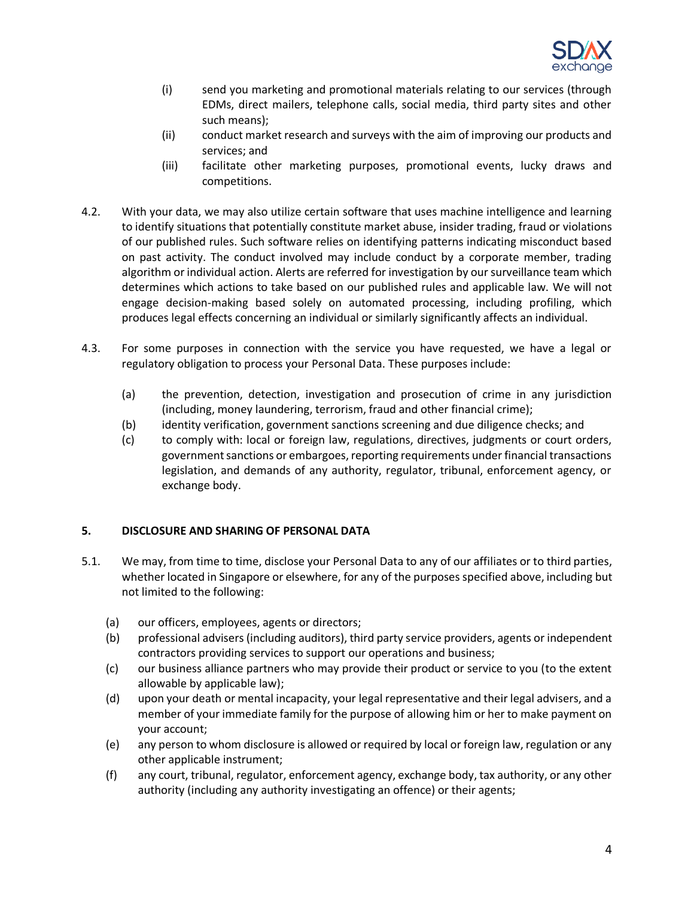(i) send you marketing and promotional materials relating to our services (through EDMs, direct mailers, telephone calls, social media, third party sites and other such means);

(ii) conduct market research and surveys with the aim of improving our products and services; and

(iii) facilitate other marketing purposes, promotional events, lucky draws and competitions.

4.2. With your data, we may also utilize certain software that uses machine intelligence and learning to identify situations that potentially constitute market abuse, insider trading, fraud or violations of our published rules. Such software relies on identifying patterns indicating misconduct based on past activity. The conduct involved may include conduct by a corporate member, trading algorithm or individual action. Alerts are referred for investigation by our surveillance team which determines which actions to take based on our published rules and applicable law. We will not engage decision-making based solely on automated processing, including profiling, which produces legal effects concerning an individual or similarly significantly affects an individual.

4.3. For some purposes in connection with the service you have requested, we have a legal or regulatory obligation to process your Personal Data. These purposes include:

(a) the prevention, detection, investigation and prosecution of crime in any jurisdiction (including, money laundering, terrorism, fraud and other financial crime);

(b) identity verification, government sanctions screening and due diligence checks; and

(c) to comply with: local or foreign law, regulations, directives, judgments or court orders, government sanctions or embargoes, reporting requirements under financial transactions legislation, and demands of any authority, regulator, tribunal, enforcement agency, or exchange body.

## 5. DISCLOSURE AND SHARING OF PERSONAL DATA

5.1. We may, from time to time, disclose your Personal Data to any of our affiliates or to third parties, whether located in Singapore or elsewhere, for any of the purposes specified above, including but not limited to the following:

(a) our officers, employees, agents or directors;

(b) professional advisers (including auditors), third party service providers, agents or independent contractors providing services to support our operations and business;

(c) our business alliance partners who may provide their product or service to you (to the extent allowable by applicable law);

(d) upon your death or mental incapacity, your legal representative and their legal advisers, and a member of your immediate family for the purpose of allowing him or her to make payment on your account;

(e) any person to whom disclosure is allowed or required by local or foreign law, regulation or any other applicable instrument;

(f) any court, tribunal, regulator, enforcement agency, exchange body, tax authority, or any other authority (including any authority investigating an offence) or their agents;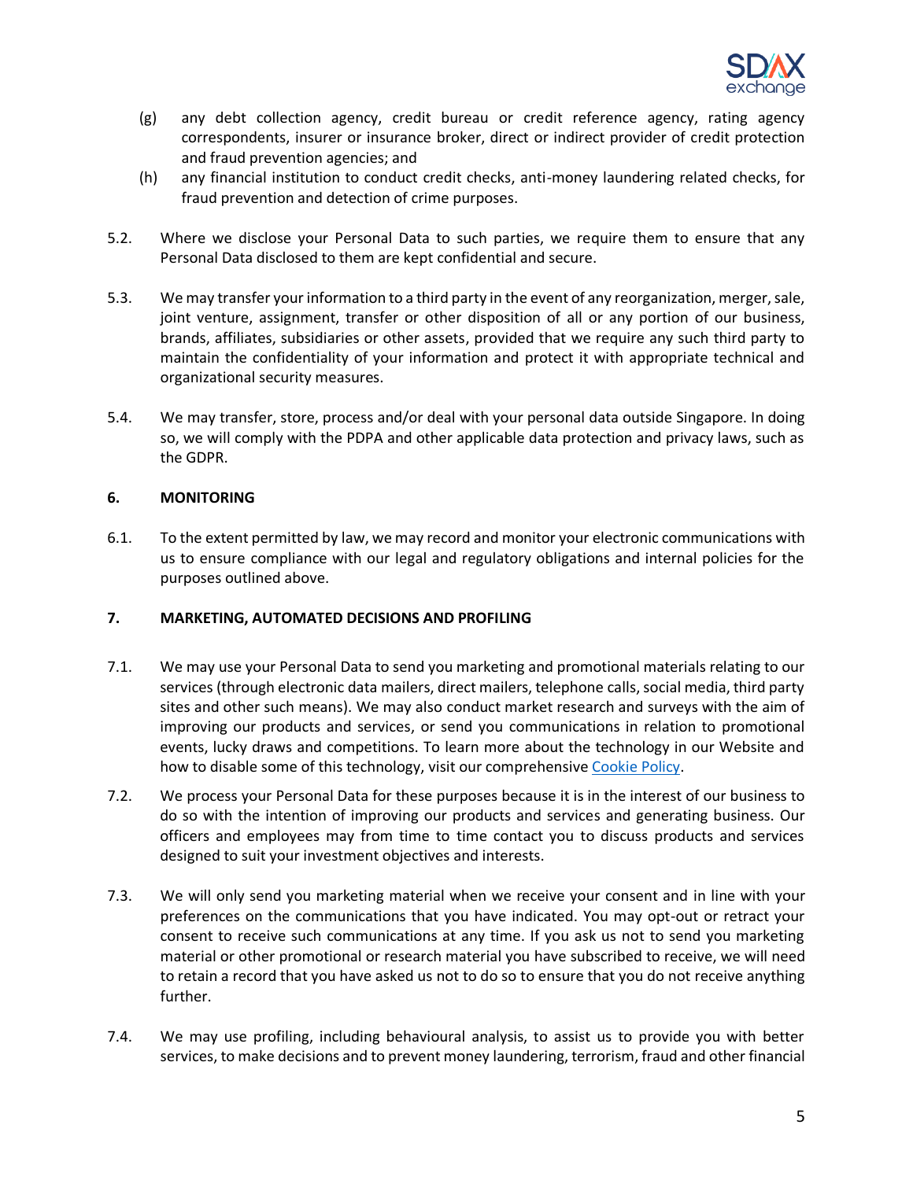(g) any debt collection agency, credit bureau or credit reference agency, rating agency correspondents, insurer or insurance broker, direct or indirect provider of credit protection and fraud prevention agencies; and

(h) any financial institution to conduct credit checks, anti-money laundering related checks, for fraud prevention and detection of crime purposes.

5.2. Where we disclose your Personal Data to such parties, we require them to ensure that any Personal Data disclosed to them are kept confidential and secure.

5.3. We may transfer your information to a third party in the event of any reorganization, merger, sale, joint venture, assignment, transfer or other disposition of all or any portion of our business, brands, affiliates, subsidiaries or other assets, provided that we require any such third party to maintain the confidentiality of your information and protect it with appropriate technical and organizational security measures.

5.4. We may transfer, store, process and/or deal with your personal data outside Singapore. In doing so, we will comply with the PDPA and other applicable data protection and privacy laws, such as the GDPR.

## 6. MONITORING

6.1. To the extent permitted by law, we may record and monitor your electronic communications with us to ensure compliance with our legal and regulatory obligations and internal policies for the purposes outlined above.

## 7. MARKETING, AUTOMATED DECISIONS AND PROFILING

7.1. We may use your Personal Data to send you marketing and promotional materials relating to our services (through electronic data mailers, direct mailers, telephone calls, social media, third party sites and other such means). We may also conduct market research and surveys with the aim of improving our products and services, or send you communications in relation to promotional events, lucky draws and competitions. To learn more about the technology in our Website and how to disable some of this technology, visit our comprehensive Cookie Policy.

7.2. We process your Personal Data for these purposes because it is in the interest of our business to do so with the intention of improving our products and services and generating business. Our officers and employees may from time to time contact you to discuss products and services designed to suit your investment objectives and interests.

7.3. We will only send you marketing material when we receive your consent and in line with your preferences on the communications that you have indicated. You may opt-out or retract your consent to receive such communications at any time. If you ask us not to send you marketing material or other promotional or research material you have subscribed to receive, we will need to retain a record that you have asked us not to do so to ensure that you do not receive anything further.

7.4. We may use profiling, including behavioural analysis, to assist us to provide you with better services, to make decisions and to prevent money laundering, terrorism, fraud and other financial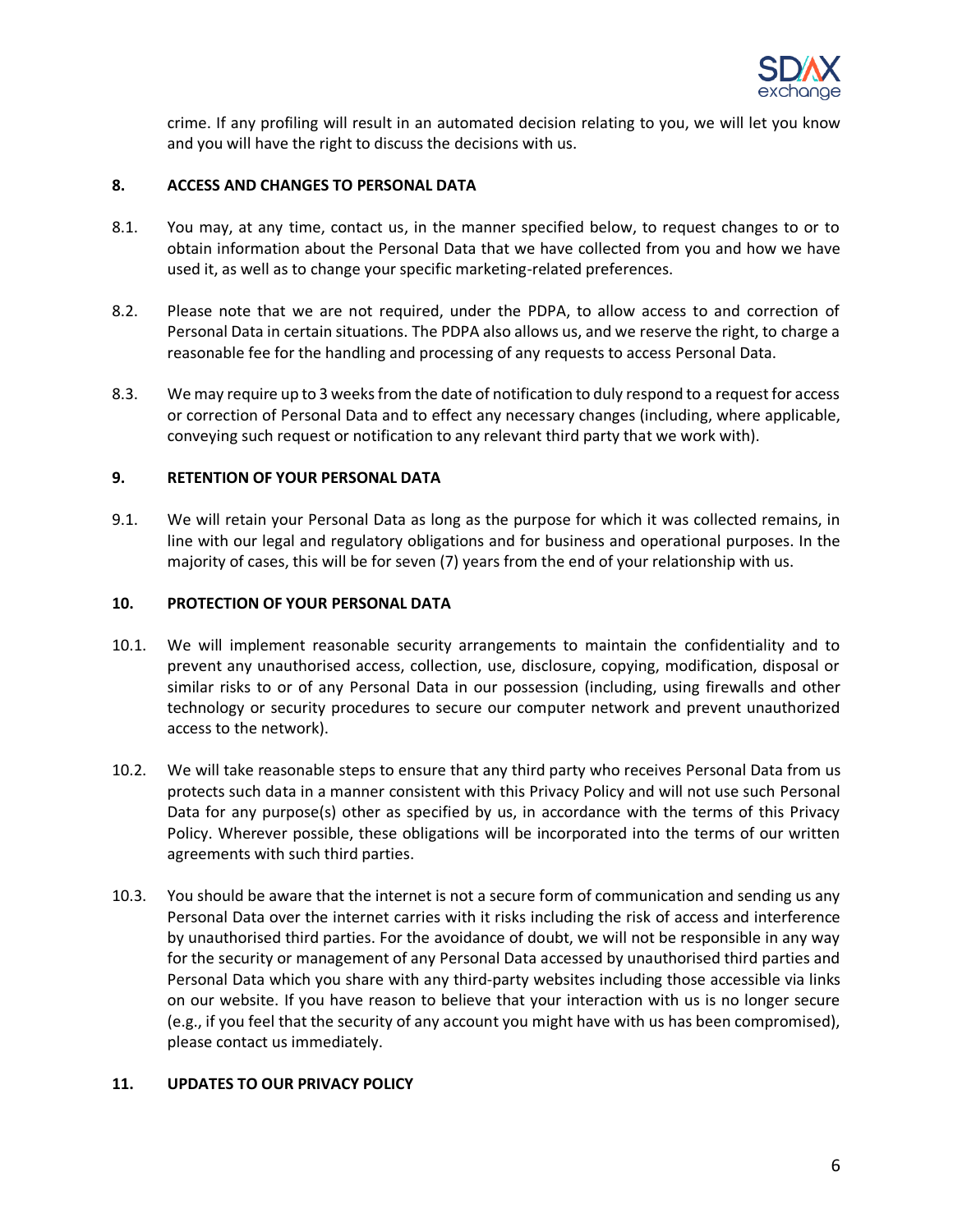crime. If any profiling will result in an automated decision relating to you, we will let you know and you will have the right to discuss the decisions with us.

## 8. ACCESS AND CHANGES TO PERSONAL DATA

8.1. You may, at any time, contact us, in the manner specified below, to request changes to or to obtain information about the Personal Data that we have collected from you and how we have used it, as well as to change your specific marketing-related preferences.

8.2. Please note that we are not required, under the PDPA, to allow access to and correction of Personal Data in certain situations. The PDPA also allows us, and we reserve the right, to charge a reasonable fee for the handling and processing of any requests to access Personal Data.

8.3. We may require up to 3 weeks from the date of notification to duly respond to a request for access or correction of Personal Data and to effect any necessary changes (including, where applicable, conveying such request or notification to any relevant third party that we work with).

## 9. RETENTION OF YOUR PERSONAL DATA

9.1. We will retain your Personal Data as long as the purpose for which it was collected remains, in line with our legal and regulatory obligations and for business and operational purposes. In the majority of cases, this will be for seven (7) years from the end of your relationship with us.

## 10. PROTECTION OF YOUR PERSONAL DATA

10.1. We will implement reasonable security arrangements to maintain the confidentiality and to prevent any unauthorised access, collection, use, disclosure, copying, modification, disposal or similar risks to or of any Personal Data in our possession (including, using firewalls and other technology or security procedures to secure our computer network and prevent unauthorized access to the network).

10.2. We will take reasonable steps to ensure that any third party who receives Personal Data from us protects such data in a manner consistent with this Privacy Policy and will not use such Personal Data for any purpose(s) other as specified by us, in accordance with the terms of this Privacy Policy. Wherever possible, these obligations will be incorporated into the terms of our written agreements with such third parties.

10.3. You should be aware that the internet is not a secure form of communication and sending us any Personal Data over the internet carries with it risks including the risk of access and interference by unauthorised third parties. For the avoidance of doubt, we will not be responsible in any way for the security or management of any Personal Data accessed by unauthorised third parties and Personal Data which you share with any third-party websites including those accessible via links on our website. If you have reason to believe that your interaction with us is no longer secure (e.g., if you feel that the security of any account you might have with us has been compromised), please contact us immediately.

## 11. UPDATES TO OUR PRIVACY POLICY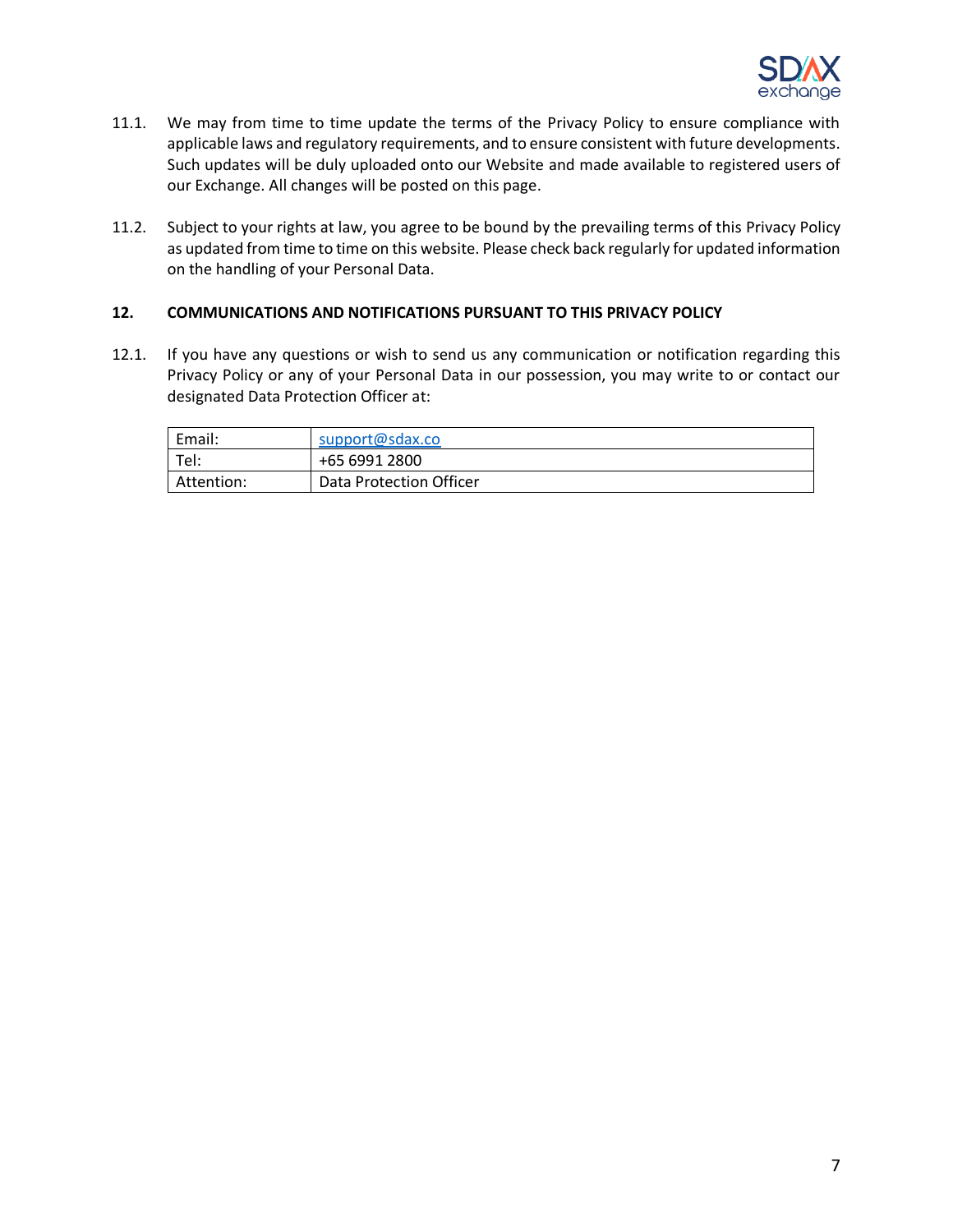11.1. We may from time to time update the terms of the Privacy Policy to ensure compliance with applicable laws and regulatory requirements, and to ensure consistent with future developments. Such updates will be duly uploaded onto our Website and made available to registered users of our Exchange. All changes will be posted on this page.

11.2. Subject to your rights at law, you agree to be bound by the prevailing terms of this Privacy Policy as updated from time to time on this website. Please check back regularly for updated information on the handling of your Personal Data.

## 12. COMMUNICATIONS AND NOTIFICATIONS PURSUANT TO THIS PRIVACY POLICY

12.1. If you have any questions or wish to send us any communication or notification regarding this Privacy Policy or any of your Personal Data in our possession, you may write to or contact our designated Data Protection Officer at:

| | |
|---|---|
| Email: | support@sdax.co |
| Tel: | +65 6991 2800 |
| Attention: | Data Protection Officer |